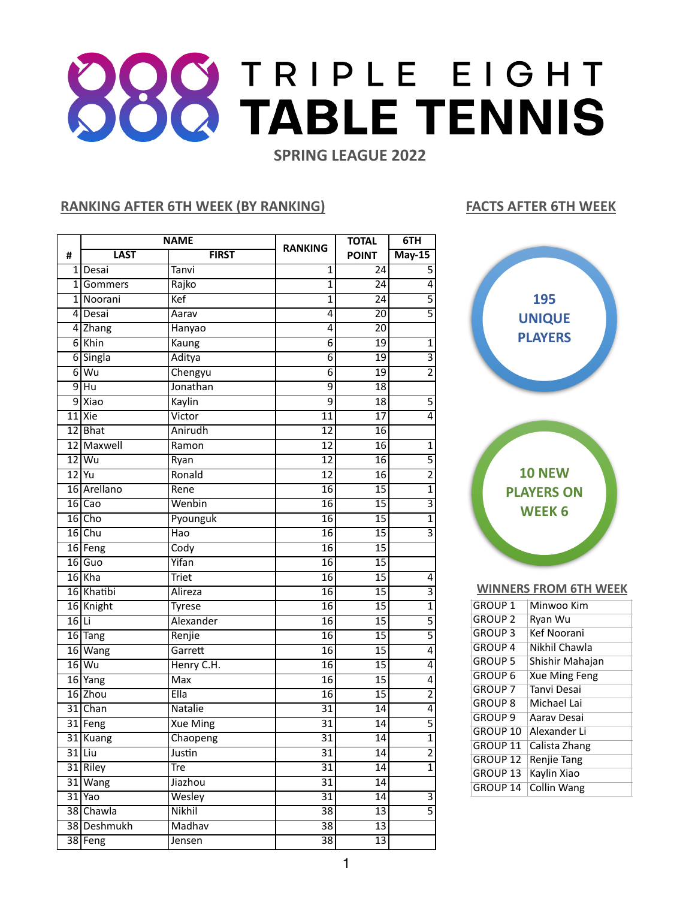# TRIPLE EIGHT TABLE TENNIS

## SPRING LEAGUE 2022

## RANKING AFTER 6TH WEEK (BY RANKING)

| # | NAME | | RANKING | TOTAL POINT | 6TH |
|---|---|---|---|---|---|
| | LAST | FIRST | | | May-15 |
| 1 | Desai | Tanvi | 1 | 24 | 5 |
| 1 | Gommers | Rajko | 1 | 24 | 4 |
| 1 | Noorani | Kef | 1 | 24 | 5 |
| 4 | Desai | Aarav | 4 | 20 | 5 |
| 4 | Zhang | Hanyao | 4 | 20 | |
| 6 | Khin | Kaung | 6 | 19 | 1 |
| 6 | Singla | Aditya | 6 | 19 | 3 |
| 6 | Wu | Chengyu | 6 | 19 | 2 |
| 9 | Hu | Jonathan | 9 | 18 | |
| 9 | Xiao | Kaylin | 9 | 18 | 5 |
| 11 | Xie | Victor | 11 | 17 | 4 |
| 12 | Bhat | Anirudh | 12 | 16 | |
| 12 | Maxwell | Ramon | 12 | 16 | 1 |
| 12 | Wu | Ryan | 12 | 16 | 5 |
| 12 | Yu | Ronald | 12 | 16 | 2 |
| 16 | Arellano | Rene | 16 | 15 | 1 |
| 16 | Cao | Wenbin | 16 | 15 | 3 |
| 16 | Cho | Pyounguk | 16 | 15 | 1 |
| 16 | Chu | Hao | 16 | 15 | 3 |
| 16 | Feng | Cody | 16 | 15 | |
| 16 | Guo | Yifan | 16 | 15 | |
| 16 | Kha | Triet | 16 | 15 | 4 |
| 16 | Khatibi | Alireza | 16 | 15 | 3 |
| 16 | Knight | Tyrese | 16 | 15 | 1 |
| 16 | Li | Alexander | 16 | 15 | 5 |
| 16 | Tang | Renjie | 16 | 15 | 5 |
| 16 | Wang | Garrett | 16 | 15 | 4 |
| 16 | Wu | Henry C.H. | 16 | 15 | 4 |
| 16 | Yang | Max | 16 | 15 | 4 |
| 16 | Zhou | Ella | 16 | 15 | 2 |
| 31 | Chan | Natalie | 31 | 14 | 4 |
| 31 | Feng | Xue Ming | 31 | 14 | 5 |
| 31 | Kuang | Chaopeng | 31 | 14 | 1 |
| 31 | Liu | Justin | 31 | 14 | 2 |
| 31 | Riley | Tre | 31 | 14 | 1 |
| 31 | Wang | Jiazhou | 31 | 14 | |
| 31 | Yao | Wesley | 31 | 14 | 3 |
| 38 | Chawla | Nikhil | 38 | 13 | 5 |
| 38 | Deshmukh | Madhav | 38 | 13 | |
| 38 | Feng | Jensen | 38 | 13 | |

## FACTS AFTER 6TH WEEK

**195 UNIQUE PLAYERS**

**10 NEW PLAYERS ON WEEK 6**

## WINNERS FROM 6TH WEEK

| | |
|---|---|
| GROUP 1 | Minwoo Kim |
| GROUP 2 | Ryan Wu |
| GROUP 3 | Kef Noorani |
| GROUP 4 | Nikhil Chawla |
| GROUP 5 | Shishir Mahajan |
| GROUP 6 | Xue Ming Feng |
| GROUP 7 | Tanvi Desai |
| GROUP 8 | Michael Lai |
| GROUP 9 | Aarav Desai |
| GROUP 10 | Alexander Li |
| GROUP 11 | Calista Zhang |
| GROUP 12 | Renjie Tang |
| GROUP 13 | Kaylin Xiao |
| GROUP 14 | Collin Wang |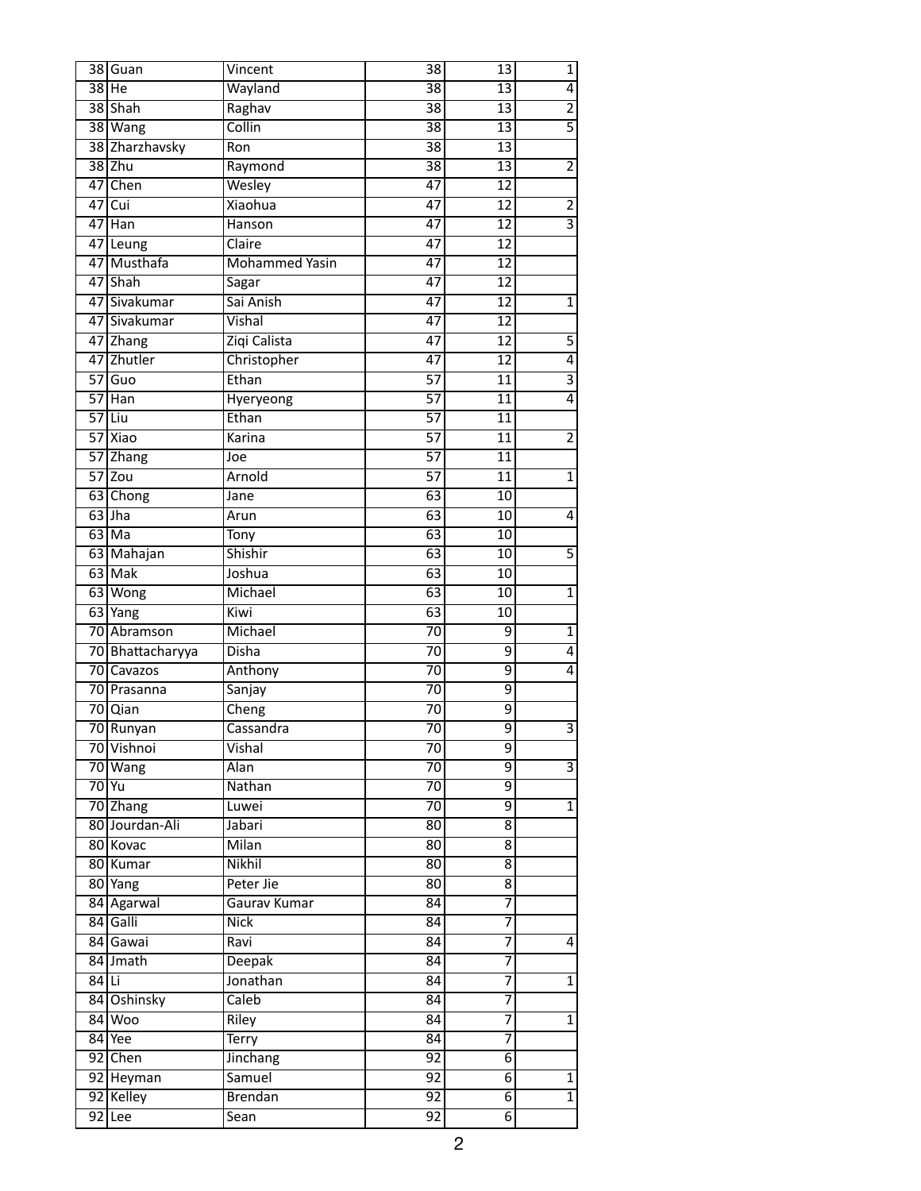| | | | | | |
|---|---|---|---|---|---|
| 38 | Guan | Vincent | 38 | 13 | 1 |
| 38 | He | Wayland | 38 | 13 | 4 |
| 38 | Shah | Raghav | 38 | 13 | 2 |
| 38 | Wang | Collin | 38 | 13 | 5 |
| 38 | Zharzhavsky | Ron | 38 | 13 | |
| 38 | Zhu | Raymond | 38 | 13 | 2 |
| 47 | Chen | Wesley | 47 | 12 | |
| 47 | Cui | Xiaohua | 47 | 12 | 2 |
| 47 | Han | Hanson | 47 | 12 | 3 |
| 47 | Leung | Claire | 47 | 12 | |
| 47 | Musthafa | Mohammed Yasin | 47 | 12 | |
| 47 | Shah | Sagar | 47 | 12 | |
| 47 | Sivakumar | Sai Anish | 47 | 12 | 1 |
| 47 | Sivakumar | Vishal | 47 | 12 | |
| 47 | Zhang | Ziqi Calista | 47 | 12 | 5 |
| 47 | Zhutler | Christopher | 47 | 12 | 4 |
| 57 | Guo | Ethan | 57 | 11 | 3 |
| 57 | Han | Hyeryeong | 57 | 11 | 4 |
| 57 | Liu | Ethan | 57 | 11 | |
| 57 | Xiao | Karina | 57 | 11 | 2 |
| 57 | Zhang | Joe | 57 | 11 | |
| 57 | Zou | Arnold | 57 | 11 | 1 |
| 63 | Chong | Jane | 63 | 10 | |
| 63 | Jha | Arun | 63 | 10 | 4 |
| 63 | Ma | Tony | 63 | 10 | |
| 63 | Mahajan | Shishir | 63 | 10 | 5 |
| 63 | Mak | Joshua | 63 | 10 | |
| 63 | Wong | Michael | 63 | 10 | 1 |
| 63 | Yang | Kiwi | 63 | 10 | |
| 70 | Abramson | Michael | 70 | 9 | 1 |
| 70 | Bhattacharyya | Disha | 70 | 9 | 4 |
| 70 | Cavazos | Anthony | 70 | 9 | 4 |
| 70 | Prasanna | Sanjay | 70 | 9 | |
| 70 | Qian | Cheng | 70 | 9 | |
| 70 | Runyan | Cassandra | 70 | 9 | 3 |
| 70 | Vishnoi | Vishal | 70 | 9 | |
| 70 | Wang | Alan | 70 | 9 | 3 |
| 70 | Yu | Nathan | 70 | 9 | |
| 70 | Zhang | Luwei | 70 | 9 | 1 |
| 80 | Jourdan-Ali | Jabari | 80 | 8 | |
| 80 | Kovac | Milan | 80 | 8 | |
| 80 | Kumar | Nikhil | 80 | 8 | |
| 80 | Yang | Peter Jie | 80 | 8 | |
| 84 | Agarwal | Gaurav Kumar | 84 | 7 | |
| 84 | Galli | Nick | 84 | 7 | |
| 84 | Gawai | Ravi | 84 | 7 | 4 |
| 84 | Jmath | Deepak | 84 | 7 | |
| 84 | Li | Jonathan | 84 | 7 | 1 |
| 84 | Oshinsky | Caleb | 84 | 7 | |
| 84 | Woo | Riley | 84 | 7 | 1 |
| 84 | Yee | Terry | 84 | 7 | |
| 92 | Chen | Jinchang | 92 | 6 | |
| 92 | Heyman | Samuel | 92 | 6 | 1 |
| 92 | Kelley | Brendan | 92 | 6 | 1 |
| 92 | Lee | Sean | 92 | 6 | |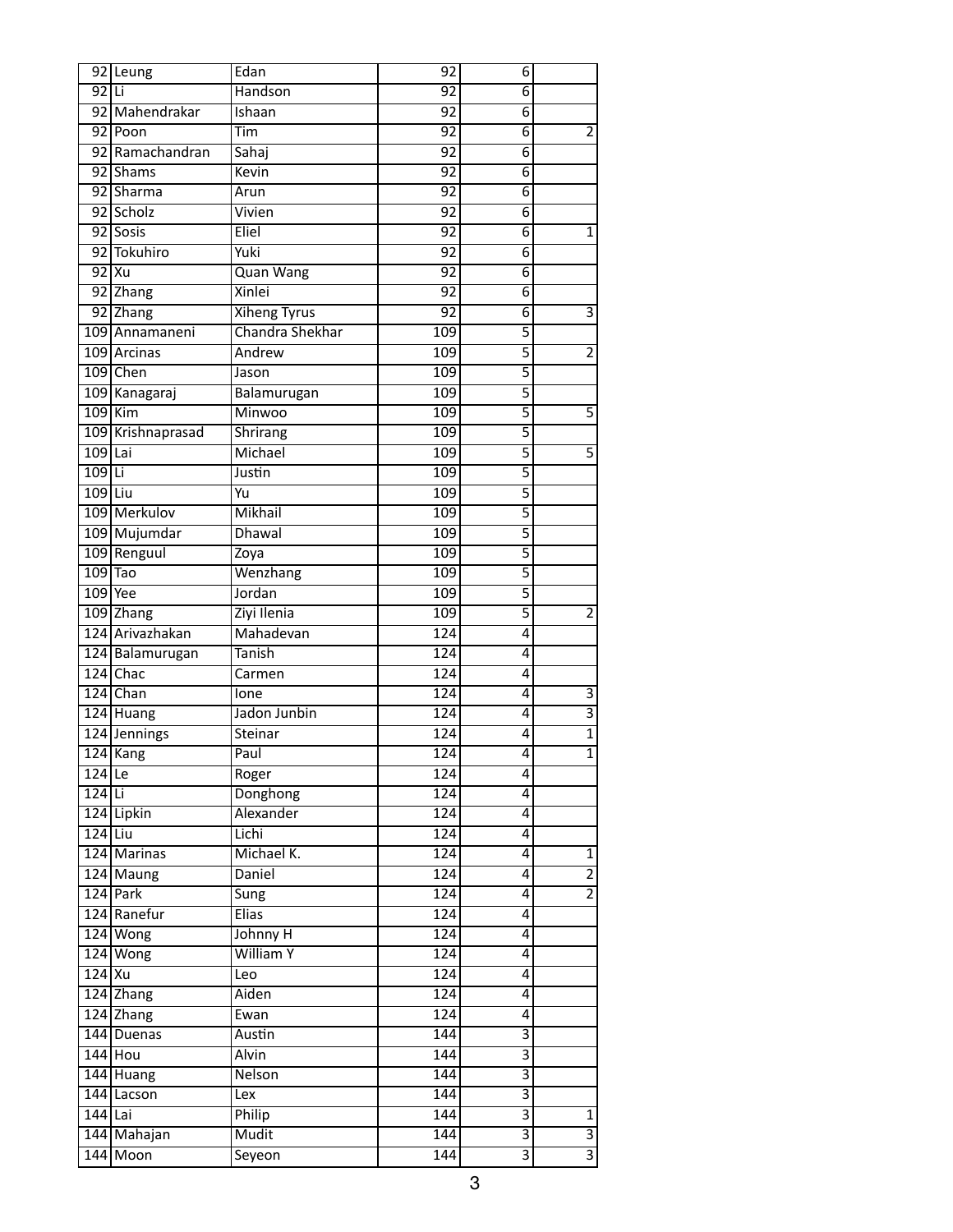| | | | | | |
|---|---|---|---|---|---|
| 92 | Leung | Edan | 92 | 6 | |
| 92 | Li | Handson | 92 | 6 | |
| 92 | Mahendrakar | Ishaan | 92 | 6 | |
| 92 | Poon | Tim | 92 | 6 | 2 |
| 92 | Ramachandran | Sahaj | 92 | 6 | |
| 92 | Shams | Kevin | 92 | 6 | |
| 92 | Sharma | Arun | 92 | 6 | |
| 92 | Scholz | Vivien | 92 | 6 | |
| 92 | Sosis | Eliel | 92 | 6 | 1 |
| 92 | Tokuhiro | Yuki | 92 | 6 | |
| 92 | Xu | Quan Wang | 92 | 6 | |
| 92 | Zhang | Xinlei | 92 | 6 | |
| 92 | Zhang | Xiheng Tyrus | 92 | 6 | 3 |
| 109 | Annamaneni | Chandra Shekhar | 109 | 5 | |
| 109 | Arcinas | Andrew | 109 | 5 | 2 |
| 109 | Chen | Jason | 109 | 5 | |
| 109 | Kanagaraj | Balamurugan | 109 | 5 | |
| 109 | Kim | Minwoo | 109 | 5 | 5 |
| 109 | Krishnaprasad | Shrirang | 109 | 5 | |
| 109 | Lai | Michael | 109 | 5 | 5 |
| 109 | Li | Justin | 109 | 5 | |
| 109 | Liu | Yu | 109 | 5 | |
| 109 | Merkulov | Mikhail | 109 | 5 | |
| 109 | Mujumdar | Dhawal | 109 | 5 | |
| 109 | Renguul | Zoya | 109 | 5 | |
| 109 | Tao | Wenzhang | 109 | 5 | |
| 109 | Yee | Jordan | 109 | 5 | |
| 109 | Zhang | Ziyi Ilenia | 109 | 5 | 2 |
| 124 | Arivazhakan | Mahadevan | 124 | 4 | |
| 124 | Balamurugan | Tanish | 124 | 4 | |
| 124 | Chac | Carmen | 124 | 4 | |
| 124 | Chan | Ione | 124 | 4 | 3 |
| 124 | Huang | Jadon Junbin | 124 | 4 | 3 |
| 124 | Jennings | Steinar | 124 | 4 | 1 |
| 124 | Kang | Paul | 124 | 4 | 1 |
| 124 | Le | Roger | 124 | 4 | |
| 124 | Li | Donghong | 124 | 4 | |
| 124 | Lipkin | Alexander | 124 | 4 | |
| 124 | Liu | Lichi | 124 | 4 | |
| 124 | Marinas | Michael K. | 124 | 4 | 1 |
| 124 | Maung | Daniel | 124 | 4 | 2 |
| 124 | Park | Sung | 124 | 4 | 2 |
| 124 | Ranefur | Elias | 124 | 4 | |
| 124 | Wong | Johnny H | 124 | 4 | |
| 124 | Wong | William Y | 124 | 4 | |
| 124 | Xu | Leo | 124 | 4 | |
| 124 | Zhang | Aiden | 124 | 4 | |
| 124 | Zhang | Ewan | 124 | 4 | |
| 144 | Duenas | Austin | 144 | 3 | |
| 144 | Hou | Alvin | 144 | 3 | |
| 144 | Huang | Nelson | 144 | 3 | |
| 144 | Lacson | Lex | 144 | 3 | |
| 144 | Lai | Philip | 144 | 3 | 1 |
| 144 | Mahajan | Mudit | 144 | 3 | 3 |
| 144 | Moon | Seyeon | 144 | 3 | 3 |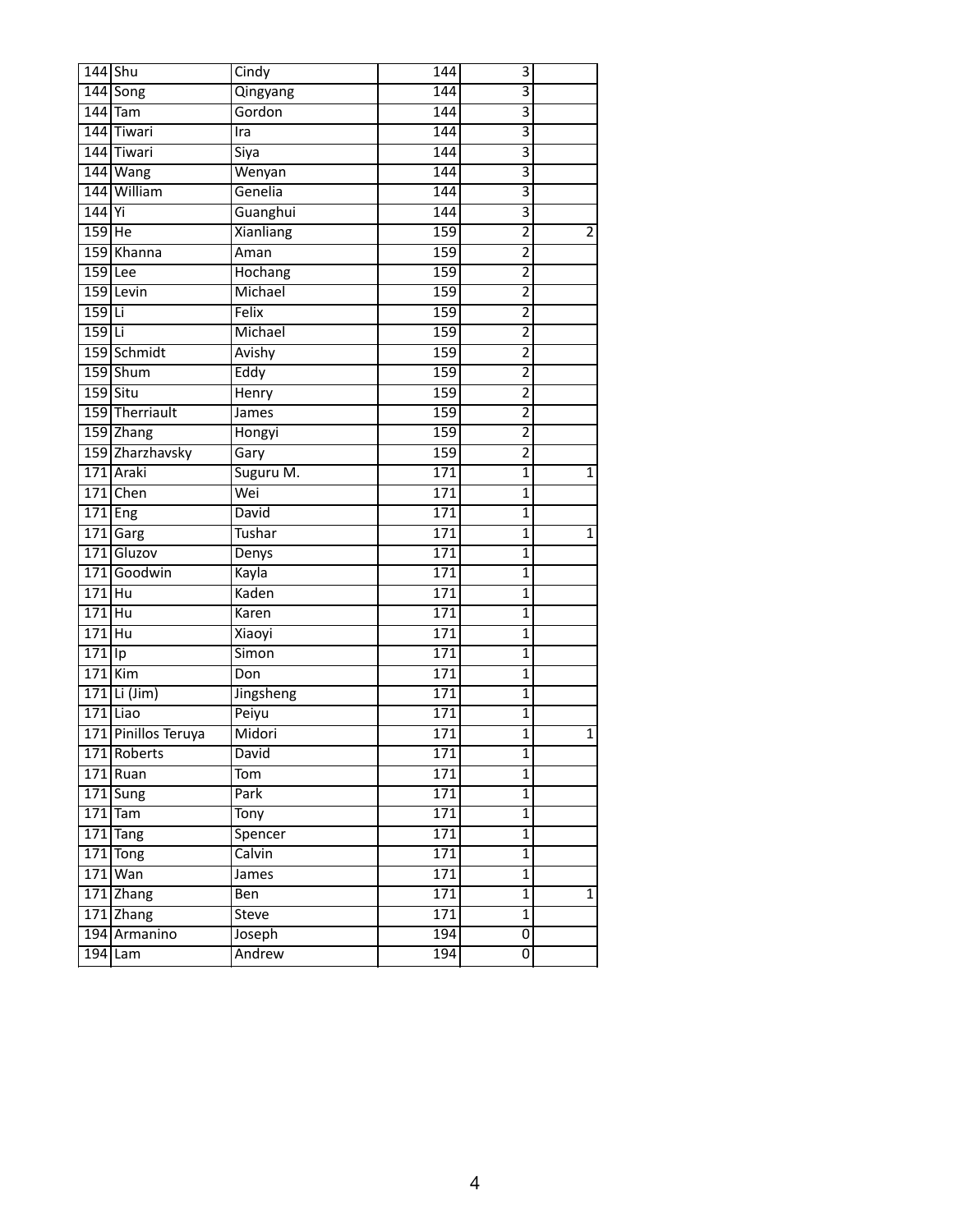| | | | | | |
|---|---|---|---|---|---|
| 144 | Shu | Cindy | 144 | 3 | |
| 144 | Song | Qingyang | 144 | 3 | |
| 144 | Tam | Gordon | 144 | 3 | |
| 144 | Tiwari | Ira | 144 | 3 | |
| 144 | Tiwari | Siya | 144 | 3 | |
| 144 | Wang | Wenyan | 144 | 3 | |
| 144 | William | Genelia | 144 | 3 | |
| 144 | Yi | Guanghui | 144 | 3 | |
| 159 | He | Xianliang | 159 | 2 | 2 |
| 159 | Khanna | Aman | 159 | 2 | |
| 159 | Lee | Hochang | 159 | 2 | |
| 159 | Levin | Michael | 159 | 2 | |
| 159 | Li | Felix | 159 | 2 | |
| 159 | Li | Michael | 159 | 2 | |
| 159 | Schmidt | Avishy | 159 | 2 | |
| 159 | Shum | Eddy | 159 | 2 | |
| 159 | Situ | Henry | 159 | 2 | |
| 159 | Therriault | James | 159 | 2 | |
| 159 | Zhang | Hongyi | 159 | 2 | |
| 159 | Zharzhavsky | Gary | 159 | 2 | |
| 171 | Araki | Suguru M. | 171 | 1 | 1 |
| 171 | Chen | Wei | 171 | 1 | |
| 171 | Eng | David | 171 | 1 | |
| 171 | Garg | Tushar | 171 | 1 | 1 |
| 171 | Gluzov | Denys | 171 | 1 | |
| 171 | Goodwin | Kayla | 171 | 1 | |
| 171 | Hu | Kaden | 171 | 1 | |
| 171 | Hu | Karen | 171 | 1 | |
| 171 | Hu | Xiaoyi | 171 | 1 | |
| 171 | Ip | Simon | 171 | 1 | |
| 171 | Kim | Don | 171 | 1 | |
| 171 | Li (Jim) | Jingsheng | 171 | 1 | |
| 171 | Liao | Peiyu | 171 | 1 | |
| 171 | Pinillos Teruya | Midori | 171 | 1 | 1 |
| 171 | Roberts | David | 171 | 1 | |
| 171 | Ruan | Tom | 171 | 1 | |
| 171 | Sung | Park | 171 | 1 | |
| 171 | Tam | Tony | 171 | 1 | |
| 171 | Tang | Spencer | 171 | 1 | |
| 171 | Tong | Calvin | 171 | 1 | |
| 171 | Wan | James | 171 | 1 | |
| 171 | Zhang | Ben | 171 | 1 | 1 |
| 171 | Zhang | Steve | 171 | 1 | |
| 194 | Armanino | Joseph | 194 | 0 | |
| 194 | Lam | Andrew | 194 | 0 | |